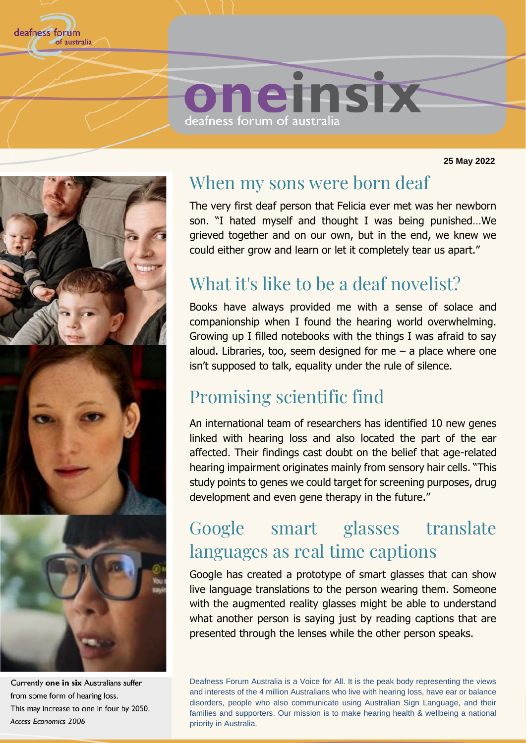deafness forum of australia

# oneinsix

deafness forum of australia

**25 May 2022**

## When my sons were born deaf

The very first deaf person that Felicia ever met was her newborn son. "I hated myself and thought I was being punished…We grieved together and on our own, but in the end, we knew we could either grow and learn or let it completely tear us apart."

## What it's like to be a deaf novelist?

Books have always provided me with a sense of solace and companionship when I found the hearing world overwhelming. Growing up I filled notebooks with the things I was afraid to say aloud. Libraries, too, seem designed for me – a place where one isn't supposed to talk, equality under the rule of silence.

## Promising scientific find

An international team of researchers has identified 10 new genes linked with hearing loss and also located the part of the ear affected. Their findings cast doubt on the belief that age-related hearing impairment originates mainly from sensory hair cells. "This study points to genes we could target for screening purposes, drug development and even gene therapy in the future."

## Google smart glasses translate languages as real time captions

Google has created a prototype of smart glasses that can show live language translations to the person wearing them. Someone with the augmented reality glasses might be able to understand what another person is saying just by reading captions that are presented through the lenses while the other person speaks.

Currently **one in six** Australians suffer from some form of hearing loss.
This may increase to one in four by 2050.
*Access Economics 2006*

Deafness Forum Australia is a Voice for All. It is the peak body representing the views and interests of the 4 million Australians who live with hearing loss, have ear or balance disorders, people who also communicate using Australian Sign Language, and their families and supporters. Our mission is to make hearing health & wellbeing a national priority in Australia.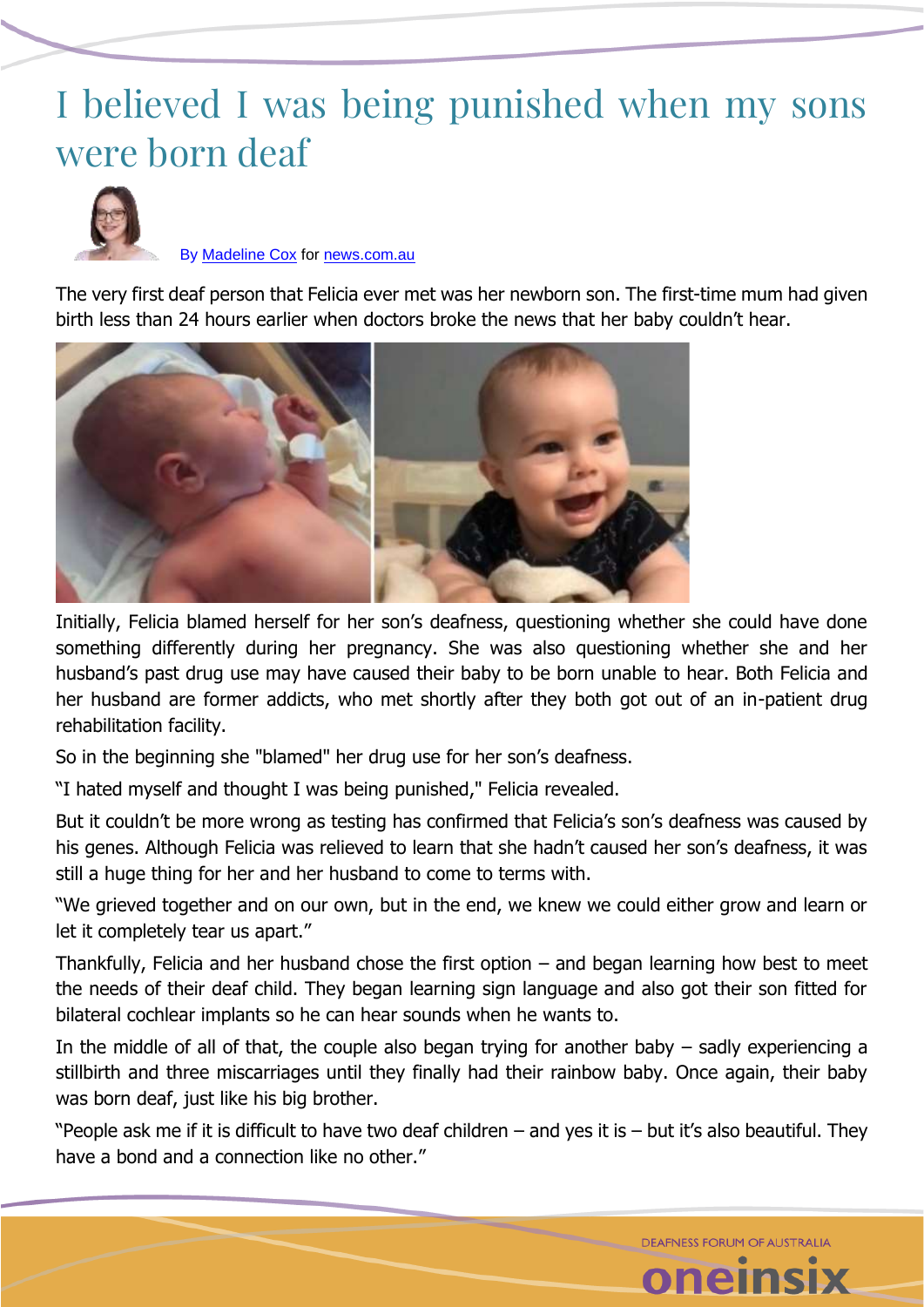# I believed I was being punished when my sons were born deaf

By Madeline Cox for news.com.au

The very first deaf person that Felicia ever met was her newborn son. The first-time mum had given birth less than 24 hours earlier when doctors broke the news that her baby couldn't hear.

Initially, Felicia blamed herself for her son's deafness, questioning whether she could have done something differently during her pregnancy. She was also questioning whether she and her husband's past drug use may have caused their baby to be born unable to hear. Both Felicia and her husband are former addicts, who met shortly after they both got out of an in-patient drug rehabilitation facility.

So in the beginning she "blamed" her drug use for her son's deafness.

"I hated myself and thought I was being punished," Felicia revealed.

But it couldn't be more wrong as testing has confirmed that Felicia's son's deafness was caused by his genes. Although Felicia was relieved to learn that she hadn't caused her son's deafness, it was still a huge thing for her and her husband to come to terms with.

"We grieved together and on our own, but in the end, we knew we could either grow and learn or let it completely tear us apart."

Thankfully, Felicia and her husband chose the first option – and began learning how best to meet the needs of their deaf child. They began learning sign language and also got their son fitted for bilateral cochlear implants so he can hear sounds when he wants to.

In the middle of all of that, the couple also began trying for another baby – sadly experiencing a stillbirth and three miscarriages until they finally had their rainbow baby. Once again, their baby was born deaf, just like his big brother.

"People ask me if it is difficult to have two deaf children – and yes it is – but it's also beautiful. They have a bond and a connection like no other."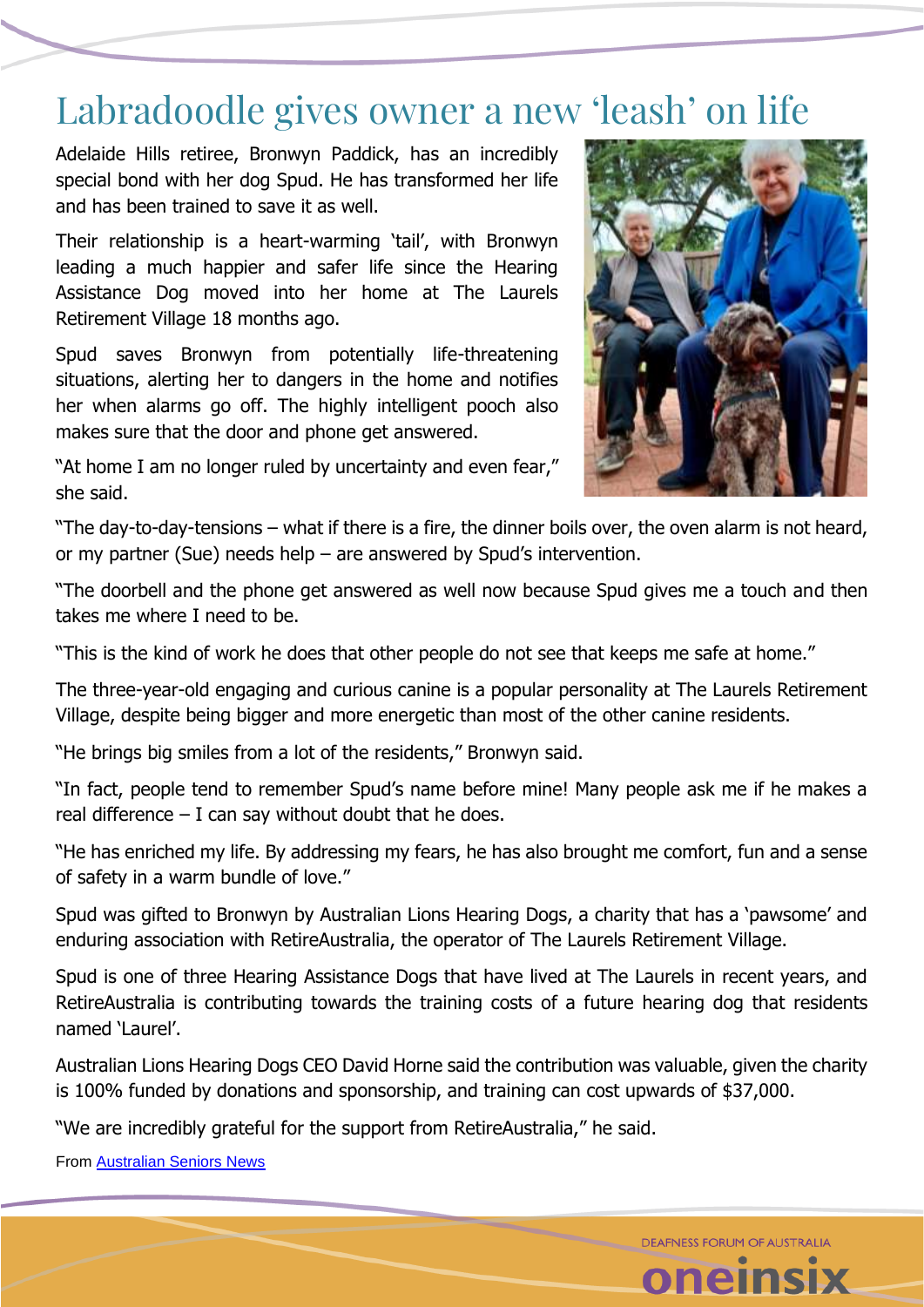# Labradoodle gives owner a new 'leash' on life

Adelaide Hills retiree, Bronwyn Paddick, has an incredibly special bond with her dog Spud. He has transformed her life and has been trained to save it as well.

Their relationship is a heart-warming 'tail', with Bronwyn leading a much happier and safer life since the Hearing Assistance Dog moved into her home at The Laurels Retirement Village 18 months ago.

Spud saves Bronwyn from potentially life-threatening situations, alerting her to dangers in the home and notifies her when alarms go off. The highly intelligent pooch also makes sure that the door and phone get answered.

"At home I am no longer ruled by uncertainty and even fear," she said.

"The day-to-day-tensions – what if there is a fire, the dinner boils over, the oven alarm is not heard, or my partner (Sue) needs help – are answered by Spud's intervention.

"The doorbell and the phone get answered as well now because Spud gives me a touch and then takes me where I need to be.

"This is the kind of work he does that other people do not see that keeps me safe at home."

The three-year-old engaging and curious canine is a popular personality at The Laurels Retirement Village, despite being bigger and more energetic than most of the other canine residents.

"He brings big smiles from a lot of the residents," Bronwyn said.

"In fact, people tend to remember Spud's name before mine! Many people ask me if he makes a real difference – I can say without doubt that he does.

"He has enriched my life. By addressing my fears, he has also brought me comfort, fun and a sense of safety in a warm bundle of love."

Spud was gifted to Bronwyn by Australian Lions Hearing Dogs, a charity that has a 'pawsome' and enduring association with RetireAustralia, the operator of The Laurels Retirement Village.

Spud is one of three Hearing Assistance Dogs that have lived at The Laurels in recent years, and RetireAustralia is contributing towards the training costs of a future hearing dog that residents named 'Laurel'.

Australian Lions Hearing Dogs CEO David Horne said the contribution was valuable, given the charity is 100% funded by donations and sponsorship, and training can cost upwards of $37,000.

"We are incredibly grateful for the support from RetireAustralia," he said.

From [Australian Seniors News]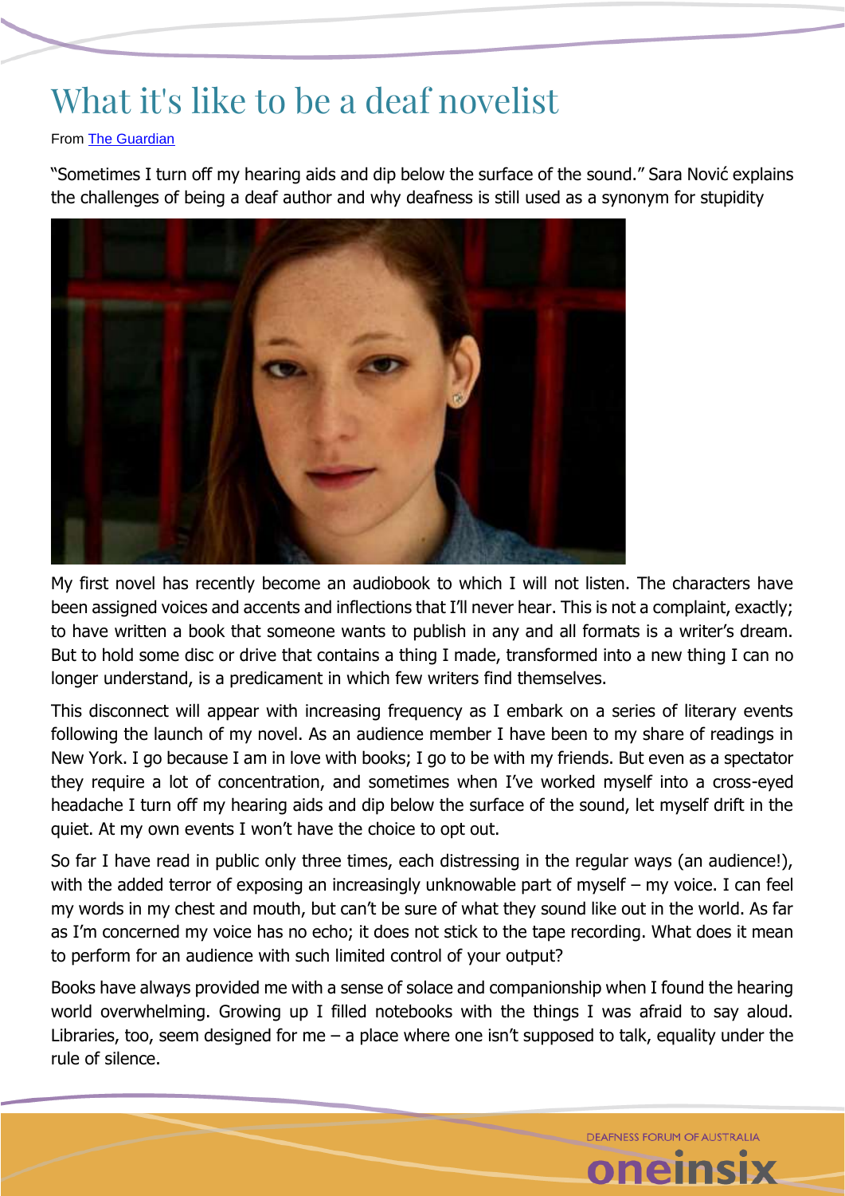# What it's like to be a deaf novelist

From [The Guardian]

"Sometimes I turn off my hearing aids and dip below the surface of the sound." Sara Nović explains the challenges of being a deaf author and why deafness is still used as a synonym for stupidity

My first novel has recently become an audiobook to which I will not listen. The characters have been assigned voices and accents and inflections that I'll never hear. This is not a complaint, exactly; to have written a book that someone wants to publish in any and all formats is a writer's dream. But to hold some disc or drive that contains a thing I made, transformed into a new thing I can no longer understand, is a predicament in which few writers find themselves.

This disconnect will appear with increasing frequency as I embark on a series of literary events following the launch of my novel. As an audience member I have been to my share of readings in New York. I go because I am in love with books; I go to be with my friends. But even as a spectator they require a lot of concentration, and sometimes when I've worked myself into a cross-eyed headache I turn off my hearing aids and dip below the surface of the sound, let myself drift in the quiet. At my own events I won't have the choice to opt out.

So far I have read in public only three times, each distressing in the regular ways (an audience!), with the added terror of exposing an increasingly unknowable part of myself – my voice. I can feel my words in my chest and mouth, but can't be sure of what they sound like out in the world. As far as I'm concerned my voice has no echo; it does not stick to the tape recording. What does it mean to perform for an audience with such limited control of your output?

Books have always provided me with a sense of solace and companionship when I found the hearing world overwhelming. Growing up I filled notebooks with the things I was afraid to say aloud. Libraries, too, seem designed for me – a place where one isn't supposed to talk, equality under the rule of silence.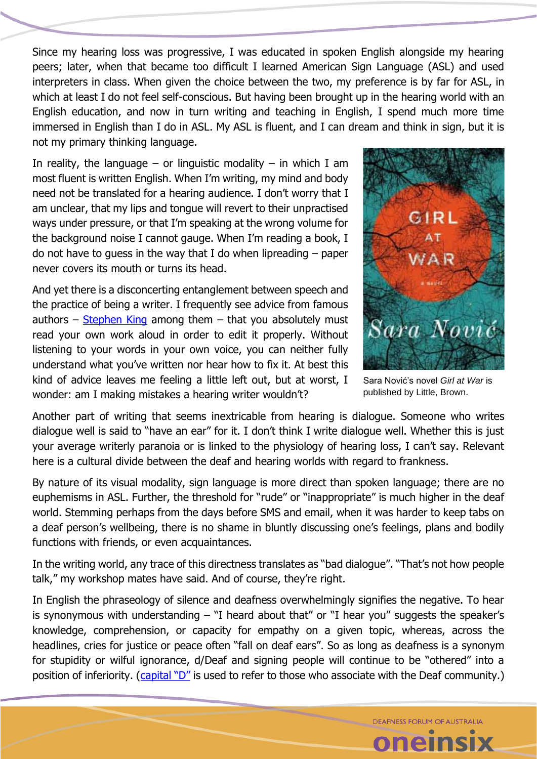Since my hearing loss was progressive, I was educated in spoken English alongside my hearing peers; later, when that became too difficult I learned American Sign Language (ASL) and used interpreters in class. When given the choice between the two, my preference is by far for ASL, in which at least I do not feel self-conscious. But having been brought up in the hearing world with an English education, and now in turn writing and teaching in English, I spend much more time immersed in English than I do in ASL. My ASL is fluent, and I can dream and think in sign, but it is not my primary thinking language.

In reality, the language – or linguistic modality – in which I am most fluent is written English. When I'm writing, my mind and body need not be translated for a hearing audience. I don't worry that I am unclear, that my lips and tongue will revert to their unpractised ways under pressure, or that I'm speaking at the wrong volume for the background noise I cannot gauge. When I'm reading a book, I do not have to guess in the way that I do when lipreading – paper never covers its mouth or turns its head.

And yet there is a disconcerting entanglement between speech and the practice of being a writer. I frequently see advice from famous authors – Stephen King among them – that you absolutely must read your own work aloud in order to edit it properly. Without listening to your words in your own voice, you can neither fully understand what you've written nor hear how to fix it. At best this kind of advice leaves me feeling a little left out, but at worst, I wonder: am I making mistakes a hearing writer wouldn't?

Sara Nović's novel *Girl at War* is published by Little, Brown.

Another part of writing that seems inextricable from hearing is dialogue. Someone who writes dialogue well is said to "have an ear" for it. I don't think I write dialogue well. Whether this is just your average writerly paranoia or is linked to the physiology of hearing loss, I can't say. Relevant here is a cultural divide between the deaf and hearing worlds with regard to frankness.

By nature of its visual modality, sign language is more direct than spoken language; there are no euphemisms in ASL. Further, the threshold for "rude" or "inappropriate" is much higher in the deaf world. Stemming perhaps from the days before SMS and email, when it was harder to keep tabs on a deaf person's wellbeing, there is no shame in bluntly discussing one's feelings, plans and bodily functions with friends, or even acquaintances.

In the writing world, any trace of this directness translates as "bad dialogue". "That's not how people talk," my workshop mates have said. And of course, they're right.

In English the phraseology of silence and deafness overwhelmingly signifies the negative. To hear is synonymous with understanding – "I heard about that" or "I hear you" suggests the speaker's knowledge, comprehension, or capacity for empathy on a given topic, whereas, across the headlines, cries for justice or peace often "fall on deaf ears". So as long as deafness is a synonym for stupidity or wilful ignorance, d/Deaf and signing people will continue to be "othered" into a position of inferiority. (capital "D" is used to refer to those who associate with the Deaf community.)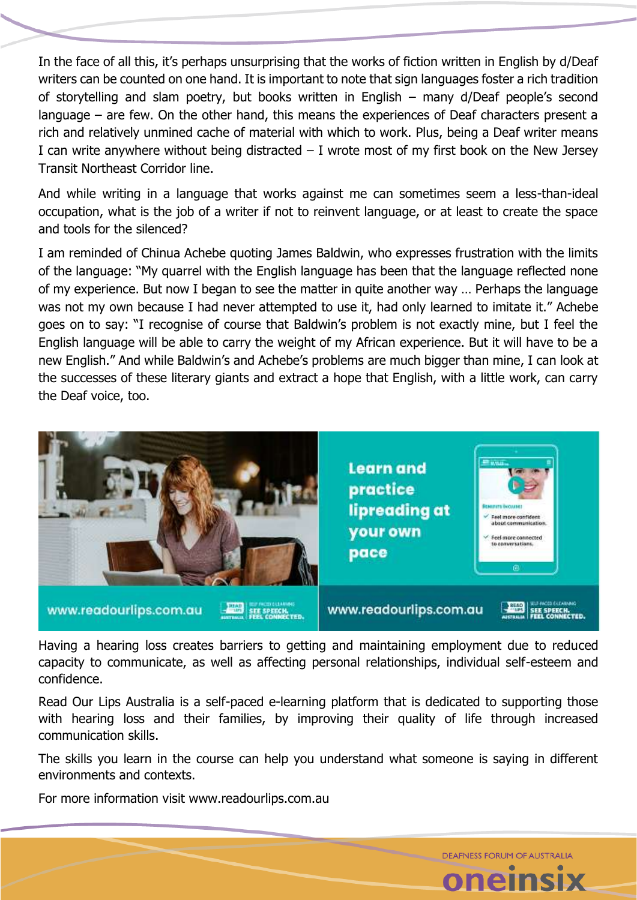In the face of all this, it's perhaps unsurprising that the works of fiction written in English by d/Deaf writers can be counted on one hand. It is important to note that sign languages foster a rich tradition of storytelling and slam poetry, but books written in English – many d/Deaf people's second language – are few. On the other hand, this means the experiences of Deaf characters present a rich and relatively unmined cache of material with which to work. Plus, being a Deaf writer means I can write anywhere without being distracted – I wrote most of my first book on the New Jersey Transit Northeast Corridor line.

And while writing in a language that works against me can sometimes seem a less-than-ideal occupation, what is the job of a writer if not to reinvent language, or at least to create the space and tools for the silenced?

I am reminded of Chinua Achebe quoting James Baldwin, who expresses frustration with the limits of the language: "My quarrel with the English language has been that the language reflected none of my experience. But now I began to see the matter in quite another way … Perhaps the language was not my own because I had never attempted to use it, had only learned to imitate it." Achebe goes on to say: "I recognise of course that Baldwin's problem is not exactly mine, but I feel the English language will be able to carry the weight of my African experience. But it will have to be a new English." And while Baldwin's and Achebe's problems are much bigger than mine, I can look at the successes of these literary giants and extract a hope that English, with a little work, can carry the Deaf voice, too.

Learn and practice lipreading at your own pace

www.readourlips.com.au

Having a hearing loss creates barriers to getting and maintaining employment due to reduced capacity to communicate, as well as affecting personal relationships, individual self-esteem and confidence.

Read Our Lips Australia is a self-paced e-learning platform that is dedicated to supporting those with hearing loss and their families, by improving their quality of life through increased communication skills.

The skills you learn in the course can help you understand what someone is saying in different environments and contexts.

For more information visit www.readourlips.com.au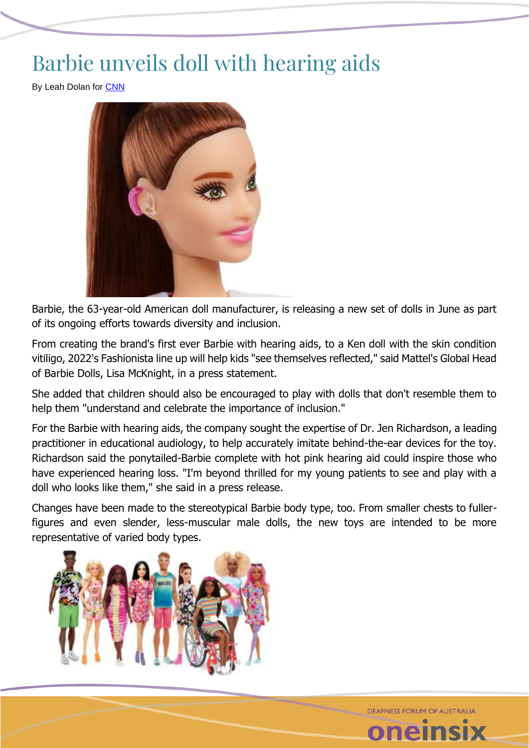# Barbie unveils doll with hearing aids

By Leah Dolan for CNN

Barbie, the 63-year-old American doll manufacturer, is releasing a new set of dolls in June as part of its ongoing efforts towards diversity and inclusion.

From creating the brand's first ever Barbie with hearing aids, to a Ken doll with the skin condition vitiligo, 2022's Fashionista line up will help kids "see themselves reflected," said Mattel's Global Head of Barbie Dolls, Lisa McKnight, in a press statement.

She added that children should also be encouraged to play with dolls that don't resemble them to help them "understand and celebrate the importance of inclusion."

For the Barbie with hearing aids, the company sought the expertise of Dr. Jen Richardson, a leading practitioner in educational audiology, to help accurately imitate behind-the-ear devices for the toy. Richardson said the ponytailed-Barbie complete with hot pink hearing aid could inspire those who have experienced hearing loss. "I'm beyond thrilled for my young patients to see and play with a doll who looks like them," she said in a press release.

Changes have been made to the stereotypical Barbie body type, too. From smaller chests to fuller-figures and even slender, less-muscular male dolls, the new toys are intended to be more representative of varied body types.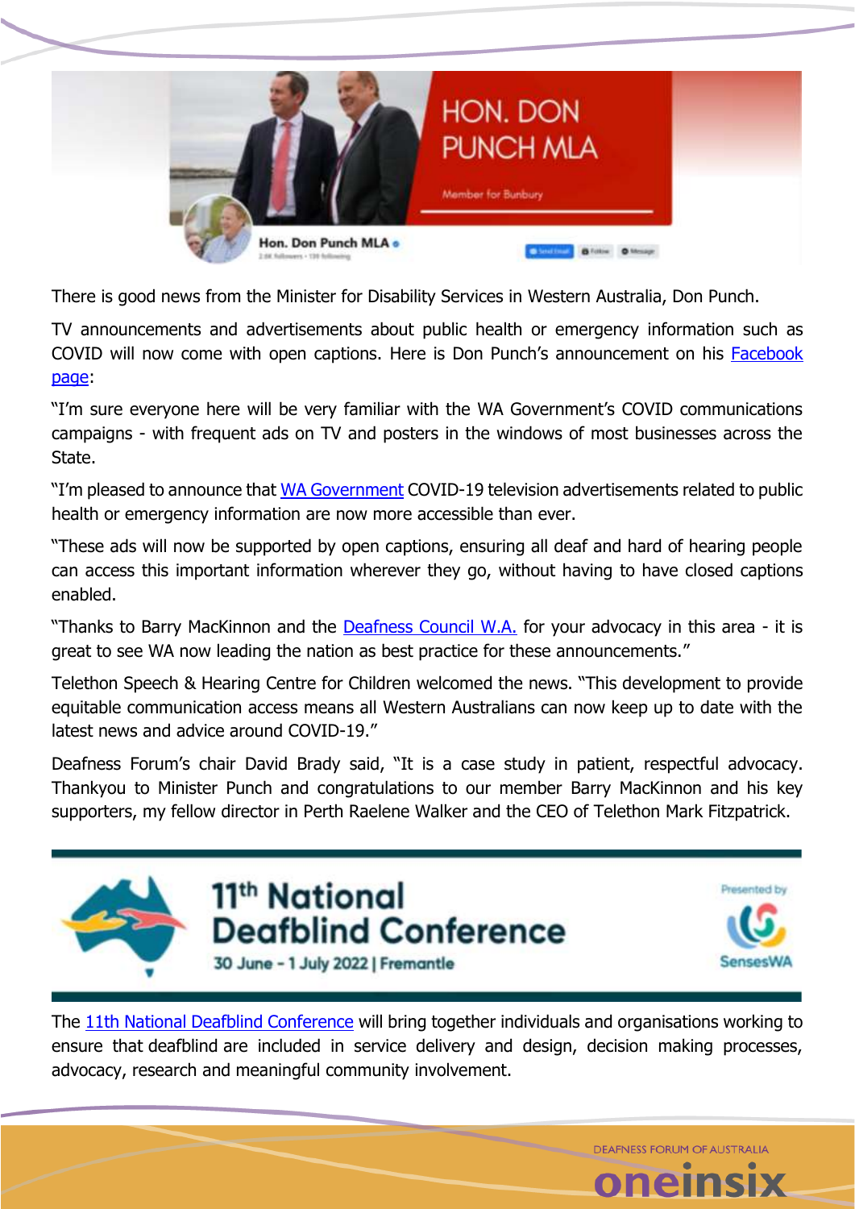There is good news from the Minister for Disability Services in Western Australia, Don Punch.

TV announcements and advertisements about public health or emergency information such as COVID will now come with open captions. Here is Don Punch's announcement on his [Facebook page](#):

"I'm sure everyone here will be very familiar with the WA Government's COVID communications campaigns - with frequent ads on TV and posters in the windows of most businesses across the State.

"I'm pleased to announce that [WA Government](#) COVID-19 television advertisements related to public health or emergency information are now more accessible than ever.

"These ads will now be supported by open captions, ensuring all deaf and hard of hearing people can access this important information wherever they go, without having to have closed captions enabled.

"Thanks to Barry MacKinnon and the [Deafness Council W.A.](#) for your advocacy in this area - it is great to see WA now leading the nation as best practice for these announcements."

Telethon Speech & Hearing Centre for Children welcomed the news. "This development to provide equitable communication access means all Western Australians can now keep up to date with the latest news and advice around COVID-19."

Deafness Forum's chair David Brady said, "It is a case study in patient, respectful advocacy. Thankyou to Minister Punch and congratulations to our member Barry MacKinnon and his key supporters, my fellow director in Perth Raelene Walker and the CEO of Telethon Mark Fitzpatrick.

## 11th National Deafblind Conference

30 June – 1 July 2022 | Fremantle

Presented by SensesWA

The [11th National Deafblind Conference](#) will bring together individuals and organisations working to ensure that deafblind are included in service delivery and design, decision making processes, advocacy, research and meaningful community involvement.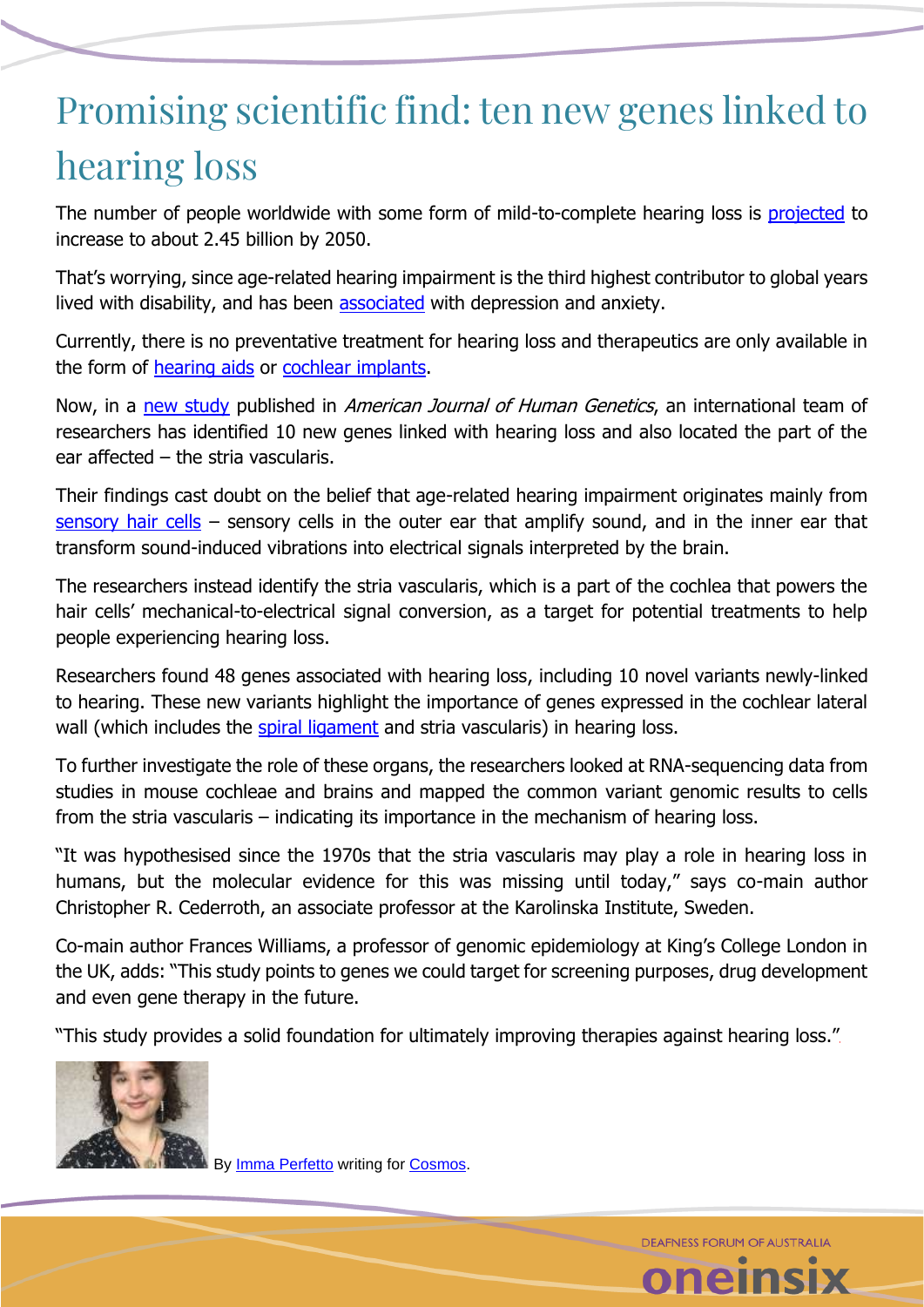# Promising scientific find: ten new genes linked to hearing loss

The number of people worldwide with some form of mild-to-complete hearing loss is projected to increase to about 2.45 billion by 2050.

That's worrying, since age-related hearing impairment is the third highest contributor to global years lived with disability, and has been associated with depression and anxiety.

Currently, there is no preventative treatment for hearing loss and therapeutics are only available in the form of hearing aids or cochlear implants.

Now, in a new study published in *American Journal of Human Genetics*, an international team of researchers has identified 10 new genes linked with hearing loss and also located the part of the ear affected – the stria vascularis.

Their findings cast doubt on the belief that age-related hearing impairment originates mainly from sensory hair cells – sensory cells in the outer ear that amplify sound, and in the inner ear that transform sound-induced vibrations into electrical signals interpreted by the brain.

The researchers instead identify the stria vascularis, which is a part of the cochlea that powers the hair cells' mechanical-to-electrical signal conversion, as a target for potential treatments to help people experiencing hearing loss.

Researchers found 48 genes associated with hearing loss, including 10 novel variants newly-linked to hearing. These new variants highlight the importance of genes expressed in the cochlear lateral wall (which includes the spiral ligament and stria vascularis) in hearing loss.

To further investigate the role of these organs, the researchers looked at RNA-sequencing data from studies in mouse cochleae and brains and mapped the common variant genomic results to cells from the stria vascularis – indicating its importance in the mechanism of hearing loss.

"It was hypothesised since the 1970s that the stria vascularis may play a role in hearing loss in humans, but the molecular evidence for this was missing until today," says co-main author Christopher R. Cederroth, an associate professor at the Karolinska Institute, Sweden.

Co-main author Frances Williams, a professor of genomic epidemiology at King's College London in the UK, adds: "This study points to genes we could target for screening purposes, drug development and even gene therapy in the future.

"This study provides a solid foundation for ultimately improving therapies against hearing loss."

By Imma Perfetto writing for Cosmos.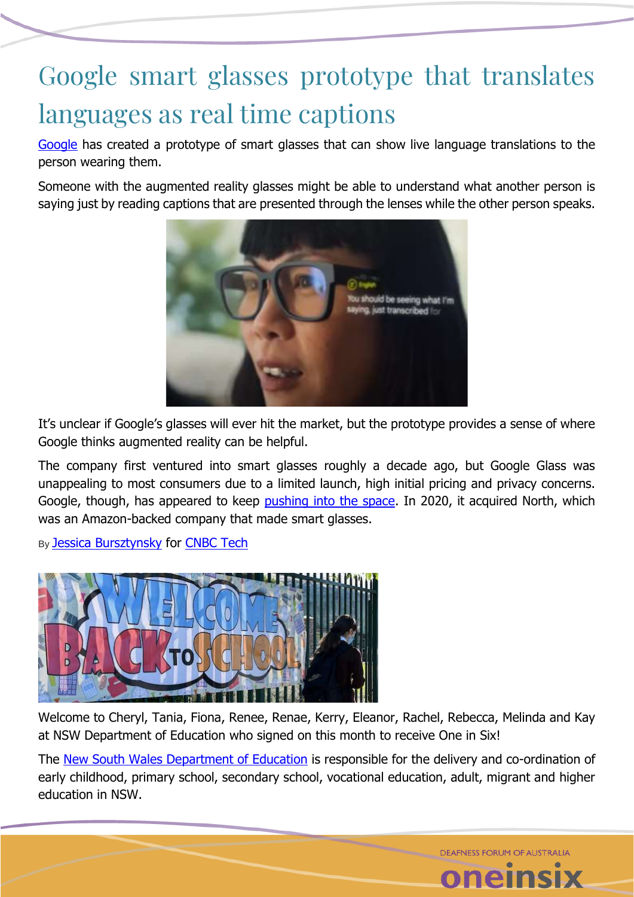# Google smart glasses prototype that translates languages as real time captions

Google has created a prototype of smart glasses that can show live language translations to the person wearing them.

Someone with the augmented reality glasses might be able to understand what another person is saying just by reading captions that are presented through the lenses while the other person speaks.

It's unclear if Google's glasses will ever hit the market, but the prototype provides a sense of where Google thinks augmented reality can be helpful.

The company first ventured into smart glasses roughly a decade ago, but Google Glass was unappealing to most consumers due to a limited launch, high initial pricing and privacy concerns. Google, though, has appeared to keep pushing into the space. In 2020, it acquired North, which was an Amazon-backed company that made smart glasses.

By Jessica Bursztynsky for CNBC Tech

Welcome to Cheryl, Tania, Fiona, Renee, Renae, Kerry, Eleanor, Rachel, Rebecca, Melinda and Kay at NSW Department of Education who signed on this month to receive One in Six!

The New South Wales Department of Education is responsible for the delivery and co-ordination of early childhood, primary school, secondary school, vocational education, adult, migrant and higher education in NSW.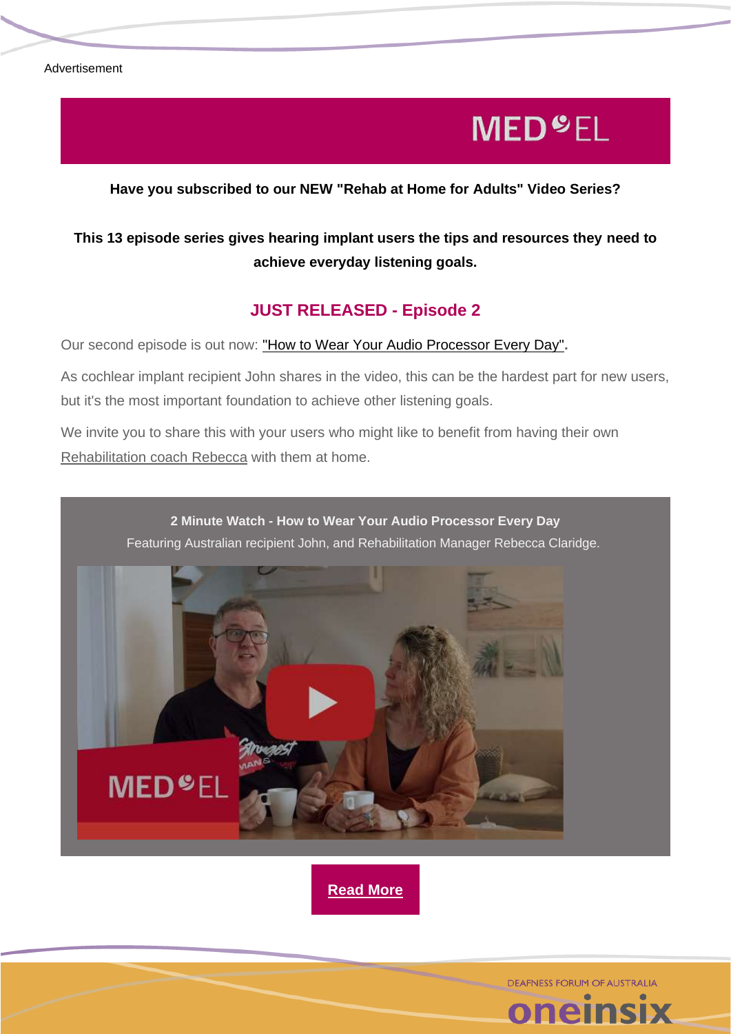Advertisement

MED-EL

**Have you subscribed to our NEW "Rehab at Home for Adults" Video Series?**

**This 13 episode series gives hearing implant users the tips and resources they need to achieve everyday listening goals.**

## JUST RELEASED - Episode 2

Our second episode is out now: "How to Wear Your Audio Processor Every Day".

As cochlear implant recipient John shares in the video, this can be the hardest part for new users, but it's the most important foundation to achieve other listening goals.

We invite you to share this with your users who might like to benefit from having their own Rehabilitation coach Rebecca with them at home.

**2 Minute Watch - How to Wear Your Audio Processor Every Day**

Featuring Australian recipient John, and Rehabilitation Manager Rebecca Claridge.

**Read More**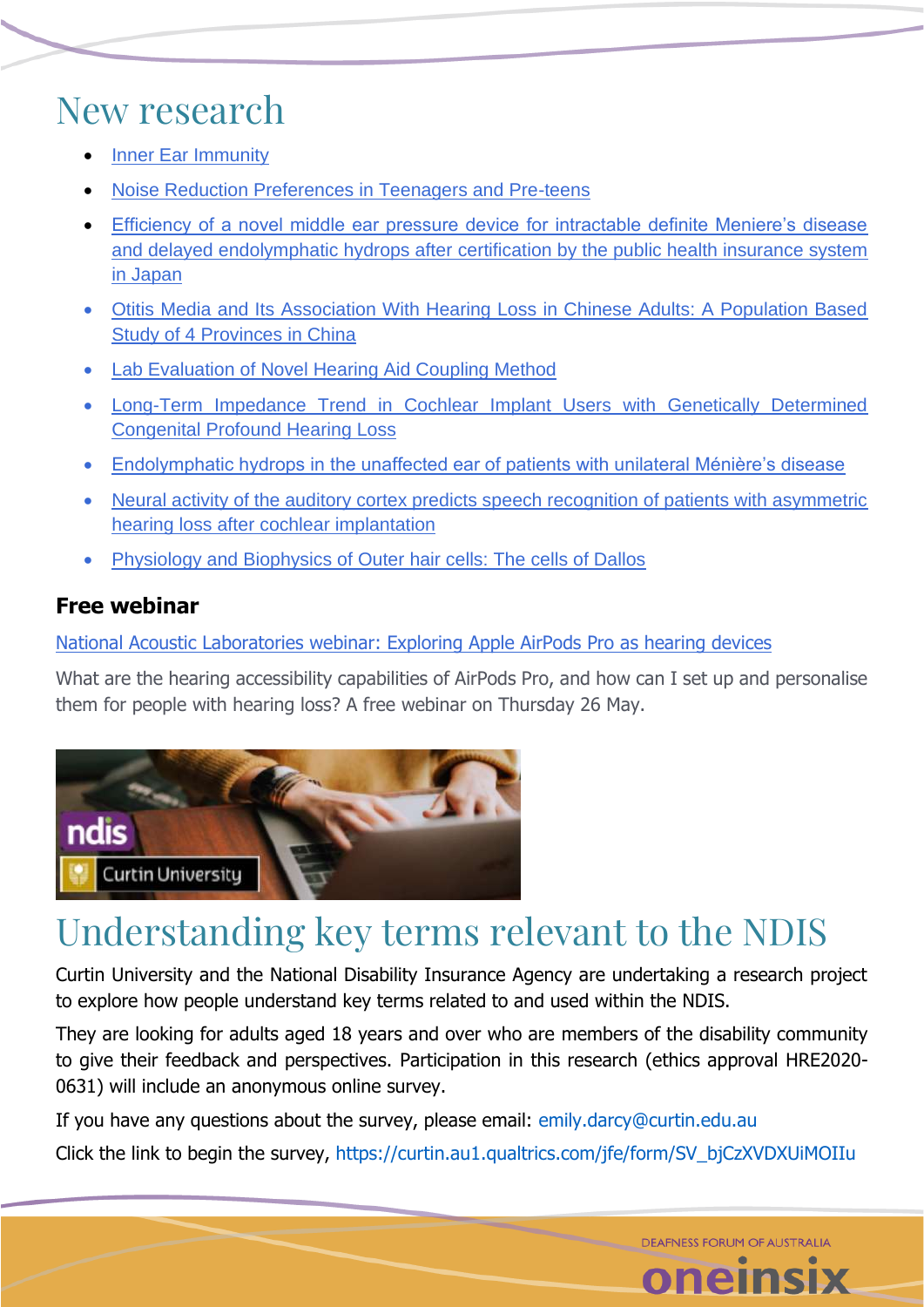# New research

- Inner Ear Immunity
- Noise Reduction Preferences in Teenagers and Pre-teens
- Efficiency of a novel middle ear pressure device for intractable definite Meniere's disease and delayed endolymphatic hydrops after certification by the public health insurance system in Japan
- Otitis Media and Its Association With Hearing Loss in Chinese Adults: A Population Based Study of 4 Provinces in China
- Lab Evaluation of Novel Hearing Aid Coupling Method
- Long-Term Impedance Trend in Cochlear Implant Users with Genetically Determined Congenital Profound Hearing Loss
- Endolymphatic hydrops in the unaffected ear of patients with unilateral Ménière's disease
- Neural activity of the auditory cortex predicts speech recognition of patients with asymmetric hearing loss after cochlear implantation
- Physiology and Biophysics of Outer hair cells: The cells of Dallos

### Free webinar

National Acoustic Laboratories webinar: Exploring Apple AirPods Pro as hearing devices

What are the hearing accessibility capabilities of AirPods Pro, and how can I set up and personalise them for people with hearing loss? A free webinar on Thursday 26 May.

# Understanding key terms relevant to the NDIS

Curtin University and the National Disability Insurance Agency are undertaking a research project to explore how people understand key terms related to and used within the NDIS.

They are looking for adults aged 18 years and over who are members of the disability community to give their feedback and perspectives. Participation in this research (ethics approval HRE2020-0631) will include an anonymous online survey.

If you have any questions about the survey, please email: emily.darcy@curtin.edu.au

Click the link to begin the survey, https://curtin.au1.qualtrics.com/jfe/form/SV_bjCzXVDXUiMOIIu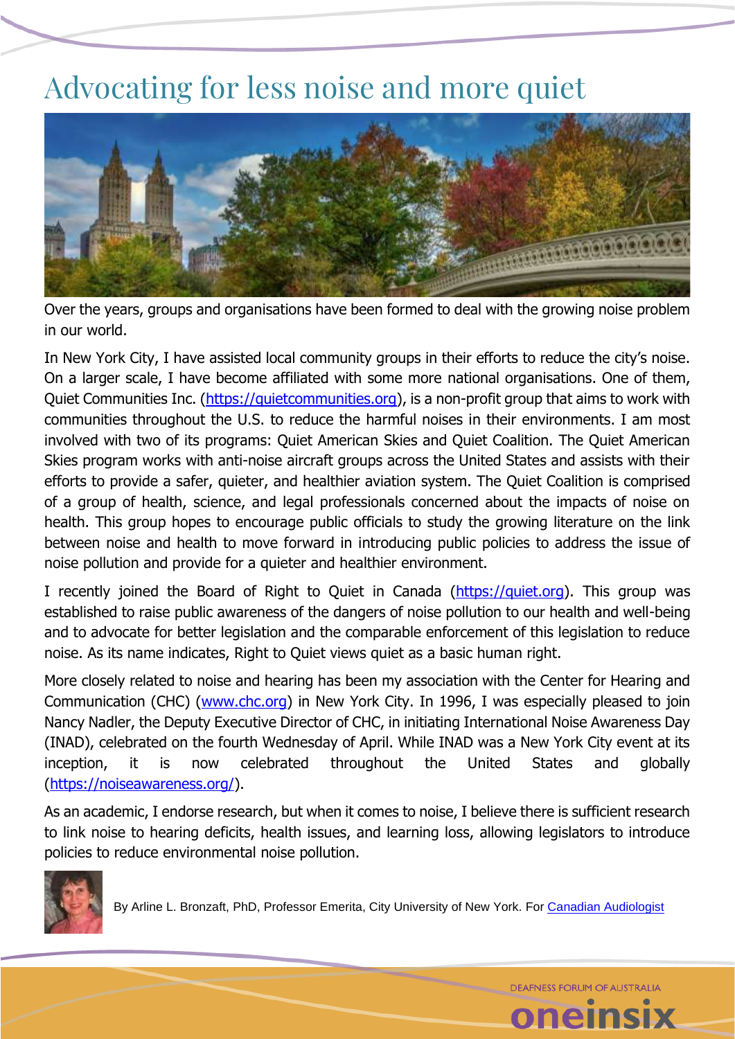# Advocating for less noise and more quiet

Over the years, groups and organisations have been formed to deal with the growing noise problem in our world.

In New York City, I have assisted local community groups in their efforts to reduce the city's noise. On a larger scale, I have become affiliated with some more national organisations. One of them, Quiet Communities Inc. (https://quietcommunities.org), is a non-profit group that aims to work with communities throughout the U.S. to reduce the harmful noises in their environments. I am most involved with two of its programs: Quiet American Skies and Quiet Coalition. The Quiet American Skies program works with anti-noise aircraft groups across the United States and assists with their efforts to provide a safer, quieter, and healthier aviation system. The Quiet Coalition is comprised of a group of health, science, and legal professionals concerned about the impacts of noise on health. This group hopes to encourage public officials to study the growing literature on the link between noise and health to move forward in introducing public policies to address the issue of noise pollution and provide for a quieter and healthier environment.

I recently joined the Board of Right to Quiet in Canada (https://quiet.org). This group was established to raise public awareness of the dangers of noise pollution to our health and well-being and to advocate for better legislation and the comparable enforcement of this legislation to reduce noise. As its name indicates, Right to Quiet views quiet as a basic human right.

More closely related to noise and hearing has been my association with the Center for Hearing and Communication (CHC) (www.chc.org) in New York City. In 1996, I was especially pleased to join Nancy Nadler, the Deputy Executive Director of CHC, in initiating International Noise Awareness Day (INAD), celebrated on the fourth Wednesday of April. While INAD was a New York City event at its inception, it is now celebrated throughout the United States and globally (https://noiseawareness.org/).

As an academic, I endorse research, but when it comes to noise, I believe there is sufficient research to link noise to hearing deficits, health issues, and learning loss, allowing legislators to introduce policies to reduce environmental noise pollution.

By Arline L. Bronzaft, PhD, Professor Emerita, City University of New York. For Canadian Audiologist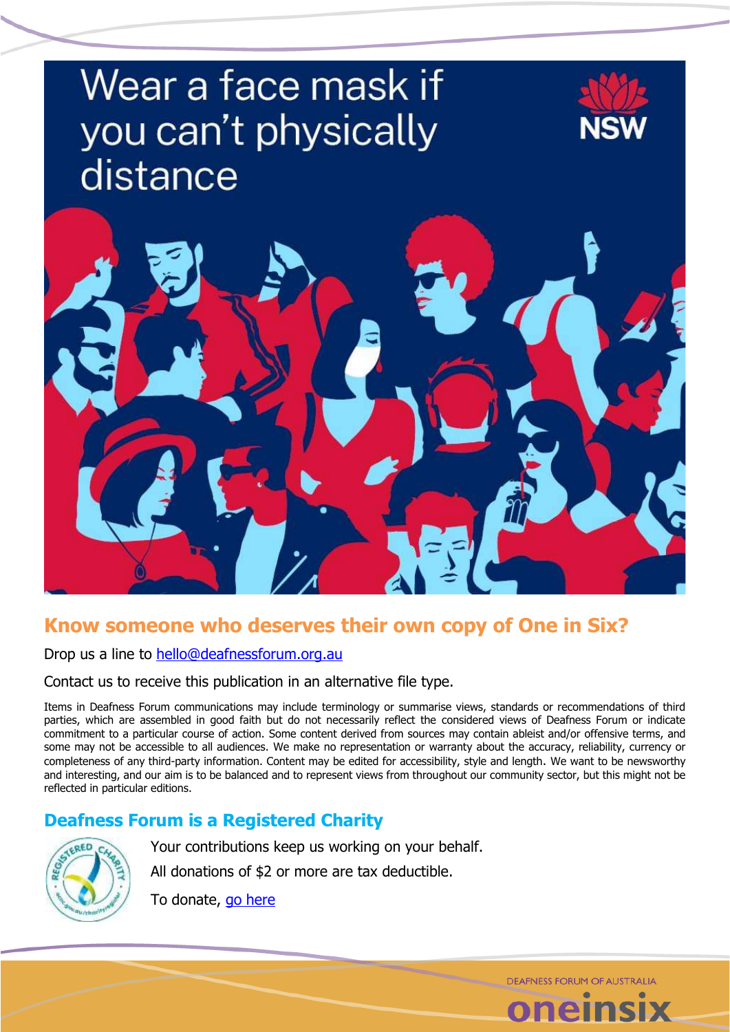Wear a face mask if you can't physically distance

NSW

## Know someone who deserves their own copy of One in Six?

Drop us a line to hello@deafnessforum.org.au

Contact us to receive this publication in an alternative file type.

Items in Deafness Forum communications may include terminology or summarise views, standards or recommendations of third parties, which are assembled in good faith but do not necessarily reflect the considered views of Deafness Forum or indicate commitment to a particular course of action. Some content derived from sources may contain ableist and/or offensive terms, and some may not be accessible to all audiences. We make no representation or warranty about the accuracy, reliability, currency or completeness of any third-party information. Content may be edited for accessibility, style and length. We want to be newsworthy and interesting, and our aim is to be balanced and to represent views from throughout our community sector, but this might not be reflected in particular editions.

## Deafness Forum is a Registered Charity

Your contributions keep us working on your behalf.

All donations of $2 or more are tax deductible.

To donate, go here